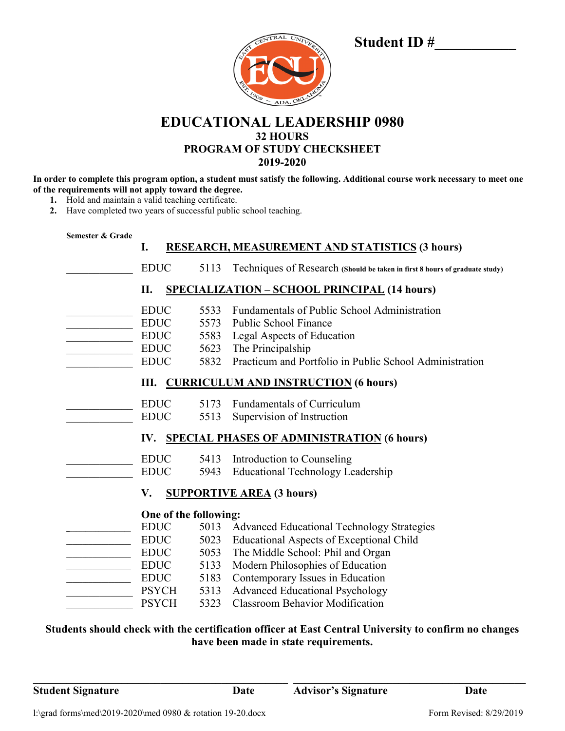**Student ID #\_\_\_\_\_\_\_\_\_\_\_**

# EDUCATIONAL LEADERSHIP 0980

### 32 HOURS
### PROGRAM OF STUDY CHECKSHEET
### 2019-2020

**In order to complete this program option, a student must satisfy the following. Additional course work necessary to meet one of the requirements will not apply toward the degree.**

1. Hold and maintain a valid teaching certificate.
2. Have completed two years of successful public school teaching.

**Semester & Grade**

## I. RESEARCH, MEASUREMENT AND STATISTICS (3 hours)

| Semester & Grade | Dept | Course | Title |
|---|---|---|---|
| \_\_\_\_\_\_\_\_\_\_\_\_ | EDUC | 5113 | Techniques of Research **(Should be taken in first 8 hours of graduate study)** |

## II. SPECIALIZATION – SCHOOL PRINCIPAL (14 hours)

| Semester & Grade | Dept | Course | Title |
|---|---|---|---|
| \_\_\_\_\_\_\_\_\_\_\_\_ | EDUC | 5533 | Fundamentals of Public School Administration |
| \_\_\_\_\_\_\_\_\_\_\_\_ | EDUC | 5573 | Public School Finance |
| \_\_\_\_\_\_\_\_\_\_\_\_ | EDUC | 5583 | Legal Aspects of Education |
| \_\_\_\_\_\_\_\_\_\_\_\_ | EDUC | 5623 | The Principalship |
| \_\_\_\_\_\_\_\_\_\_\_\_ | EDUC | 5832 | Practicum and Portfolio in Public School Administration |

## III. CURRICULUM AND INSTRUCTION (6 hours)

| Semester & Grade | Dept | Course | Title |
|---|---|---|---|
| \_\_\_\_\_\_\_\_\_\_\_\_ | EDUC | 5173 | Fundamentals of Curriculum |
| \_\_\_\_\_\_\_\_\_\_\_\_ | EDUC | 5513 | Supervision of Instruction |

## IV. SPECIAL PHASES OF ADMINISTRATION (6 hours)

| Semester & Grade | Dept | Course | Title |
|---|---|---|---|
| \_\_\_\_\_\_\_\_\_\_\_\_ | EDUC | 5413 | Introduction to Counseling |
| \_\_\_\_\_\_\_\_\_\_\_\_ | EDUC | 5943 | Educational Technology Leadership |

## V. SUPPORTIVE AREA (3 hours)

**One of the following:**

| Semester & Grade | Dept | Course | Title |
|---|---|---|---|
| \_\_\_\_\_\_\_\_\_\_\_\_ | EDUC | 5013 | Advanced Educational Technology Strategies |
| \_\_\_\_\_\_\_\_\_\_\_\_ | EDUC | 5023 | Educational Aspects of Exceptional Child |
| \_\_\_\_\_\_\_\_\_\_\_\_ | EDUC | 5053 | The Middle School: Phil and Organ |
| \_\_\_\_\_\_\_\_\_\_\_\_ | EDUC | 5133 | Modern Philosophies of Education |
| \_\_\_\_\_\_\_\_\_\_\_\_ | EDUC | 5183 | Contemporary Issues in Education |
| \_\_\_\_\_\_\_\_\_\_\_\_ | PSYCH | 5313 | Advanced Educational Psychology |
| \_\_\_\_\_\_\_\_\_\_\_\_ | PSYCH | 5323 | Classroom Behavior Modification |

**Students should check with the certification officer at East Central University to confirm no changes have been made in state requirements.**

| \_\_\_\_\_\_\_\_\_\_\_\_\_\_\_\_\_\_\_\_\_\_\_\_\_\_ | | \_\_\_\_\_\_\_\_\_\_\_\_\_\_\_\_\_\_\_\_\_\_\_\_\_\_ | |
|---|---|---|---|
| **Student Signature** | **Date** | **Advisor's Signature** | **Date** |

l:\grad forms\med\2019-2020\med 0980 & rotation 19-20.docx

Form Revised: 8/29/2019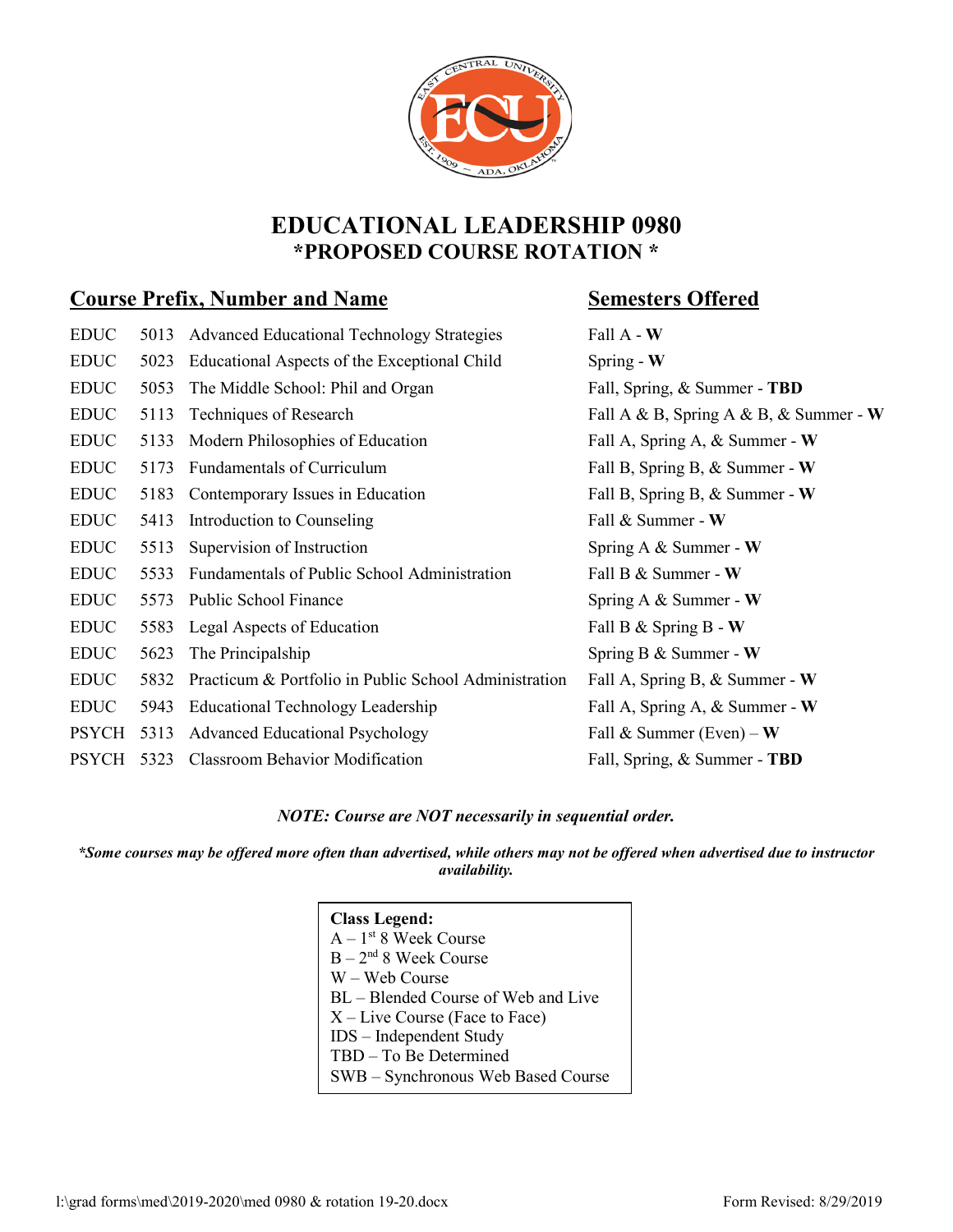# EDUCATIONAL LEADERSHIP 0980
## *PROPOSED COURSE ROTATION *

| Course Prefix, Number and Name | | | Semesters Offered |
|---|---|---|---|
| EDUC | 5013 | Advanced Educational Technology Strategies | Fall A - **W** |
| EDUC | 5023 | Educational Aspects of the Exceptional Child | Spring - **W** |
| EDUC | 5053 | The Middle School: Phil and Organ | Fall, Spring, & Summer - **TBD** |
| EDUC | 5113 | Techniques of Research | Fall A & B, Spring A & B, & Summer - **W** |
| EDUC | 5133 | Modern Philosophies of Education | Fall A, Spring A, & Summer - **W** |
| EDUC | 5173 | Fundamentals of Curriculum | Fall B, Spring B, & Summer - **W** |
| EDUC | 5183 | Contemporary Issues in Education | Fall B, Spring B, & Summer - **W** |
| EDUC | 5413 | Introduction to Counseling | Fall & Summer - **W** |
| EDUC | 5513 | Supervision of Instruction | Spring A & Summer - **W** |
| EDUC | 5533 | Fundamentals of Public School Administration | Fall B & Summer - **W** |
| EDUC | 5573 | Public School Finance | Spring A & Summer - **W** |
| EDUC | 5583 | Legal Aspects of Education | Fall B & Spring B - **W** |
| EDUC | 5623 | The Principalship | Spring B & Summer - **W** |
| EDUC | 5832 | Practicum & Portfolio in Public School Administration | Fall A, Spring B, & Summer - **W** |
| EDUC | 5943 | Educational Technology Leadership | Fall A, Spring A, & Summer - **W** |
| PSYCH | 5313 | Advanced Educational Psychology | Fall & Summer (Even) – **W** |
| PSYCH | 5323 | Classroom Behavior Modification | Fall, Spring, & Summer - **TBD** |

***NOTE: Course are NOT necessarily in sequential order.***

***Some courses may be offered more often than advertised, while others may not be offered when advertised due to instructor availability.***

**Class Legend:**
A – 1st 8 Week Course
B – 2nd 8 Week Course
W – Web Course
BL – Blended Course of Web and Live
X – Live Course (Face to Face)
IDS – Independent Study
TBD – To Be Determined
SWB – Synchronous Web Based Course

l:\grad forms\med\2019-2020\med 0980 & rotation 19-20.docx

Form Revised: 8/29/2019